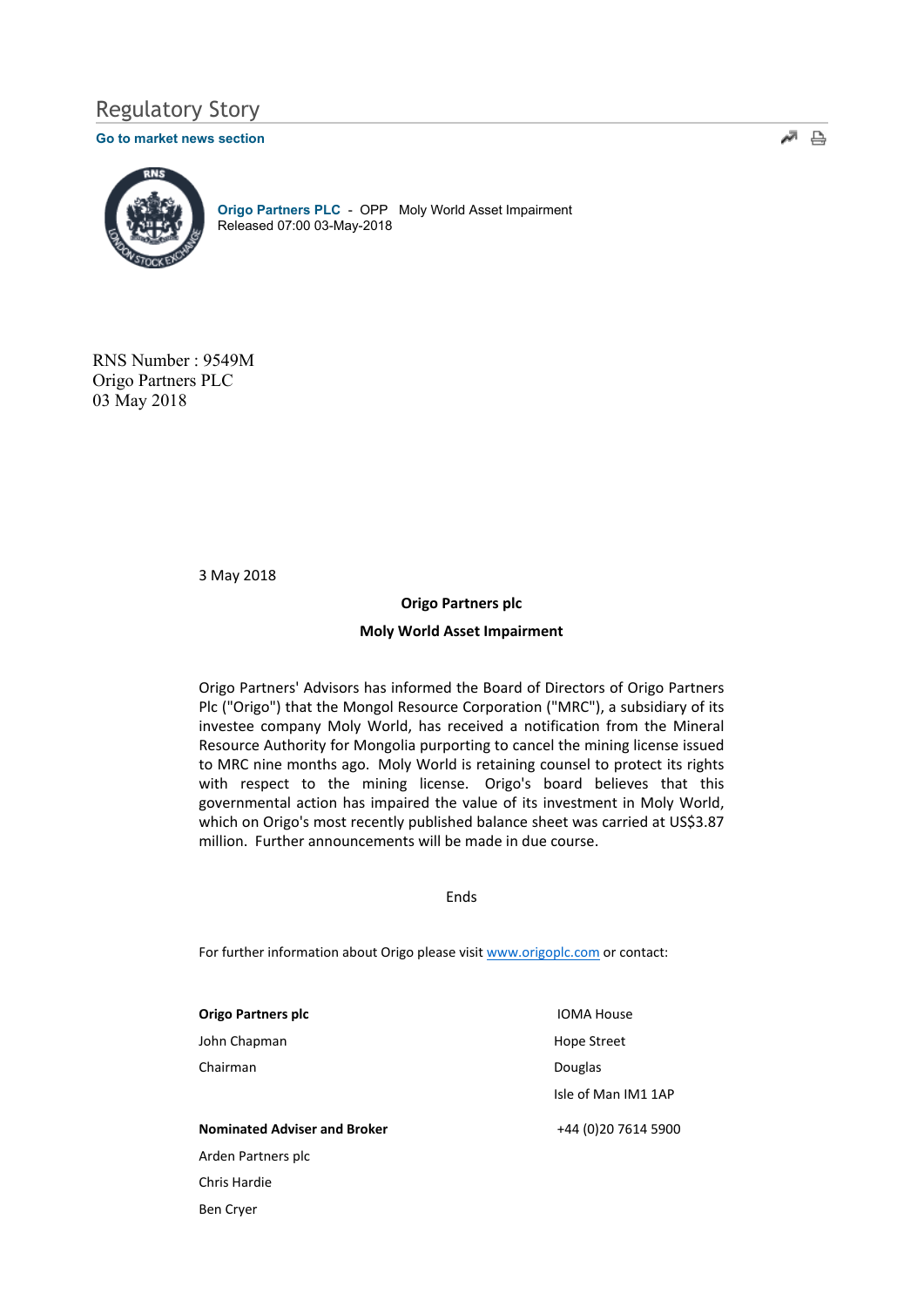# Regulatory Story

**Go to market news section**

**Origo Partners PLC** - OPP Moly World Asset Impairment
Released 07:00 03-May-2018

RNS Number : 9549M
Origo Partners PLC
03 May 2018

3 May 2018

**Origo Partners plc**

**Moly World Asset Impairment**

Origo Partners' Advisors has informed the Board of Directors of Origo Partners Plc ("Origo") that the Mongol Resource Corporation ("MRC"), a subsidiary of its investee company Moly World, has received a notification from the Mineral Resource Authority for Mongolia purporting to cancel the mining license issued to MRC nine months ago. Moly World is retaining counsel to protect its rights with respect to the mining license. Origo's board believes that this governmental action has impaired the value of its investment in Moly World, which on Origo's most recently published balance sheet was carried at US$3.87 million. Further announcements will be made in due course.

Ends

For further information about Origo please visit www.origoplc.com or contact:

| | |
|---|---|
| **Origo Partners plc** | IOMA House |
| John Chapman | Hope Street |
| Chairman | Douglas |
| | Isle of Man IM1 1AP |
| **Nominated Adviser and Broker** | +44 (0)20 7614 5900 |
| Arden Partners plc | |
| Chris Hardie | |
| Ben Cryer | |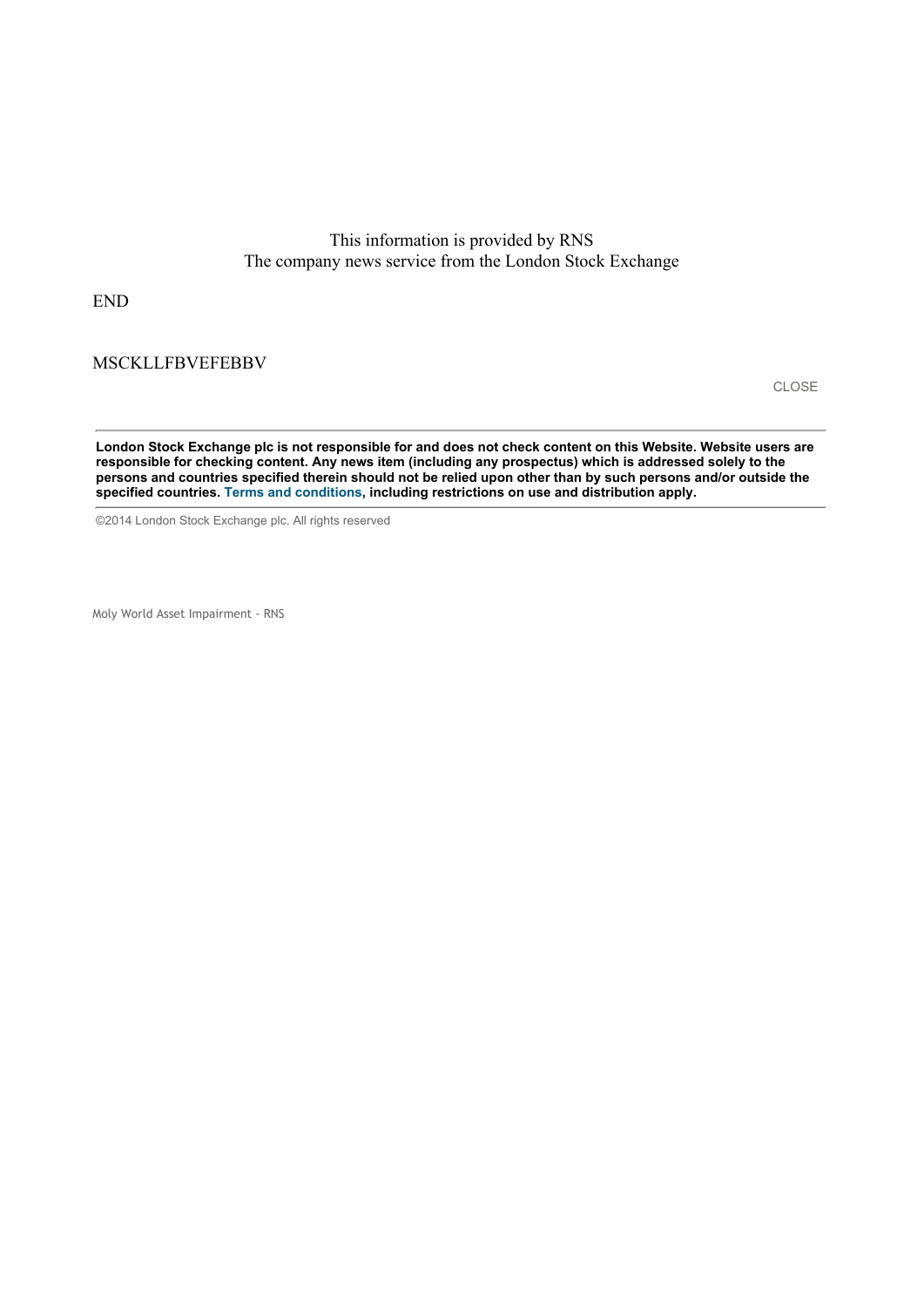This information is provided by RNS
The company news service from the London Stock Exchange

END

MSCKLLFBVEFEBBV

CLOSE

**London Stock Exchange plc is not responsible for and does not check content on this Website. Website users are responsible for checking content. Any news item (including any prospectus) which is addressed solely to the persons and countries specified therein should not be relied upon other than by such persons and/or outside the specified countries. Terms and conditions, including restrictions on use and distribution apply.**

©2014 London Stock Exchange plc. All rights reserved